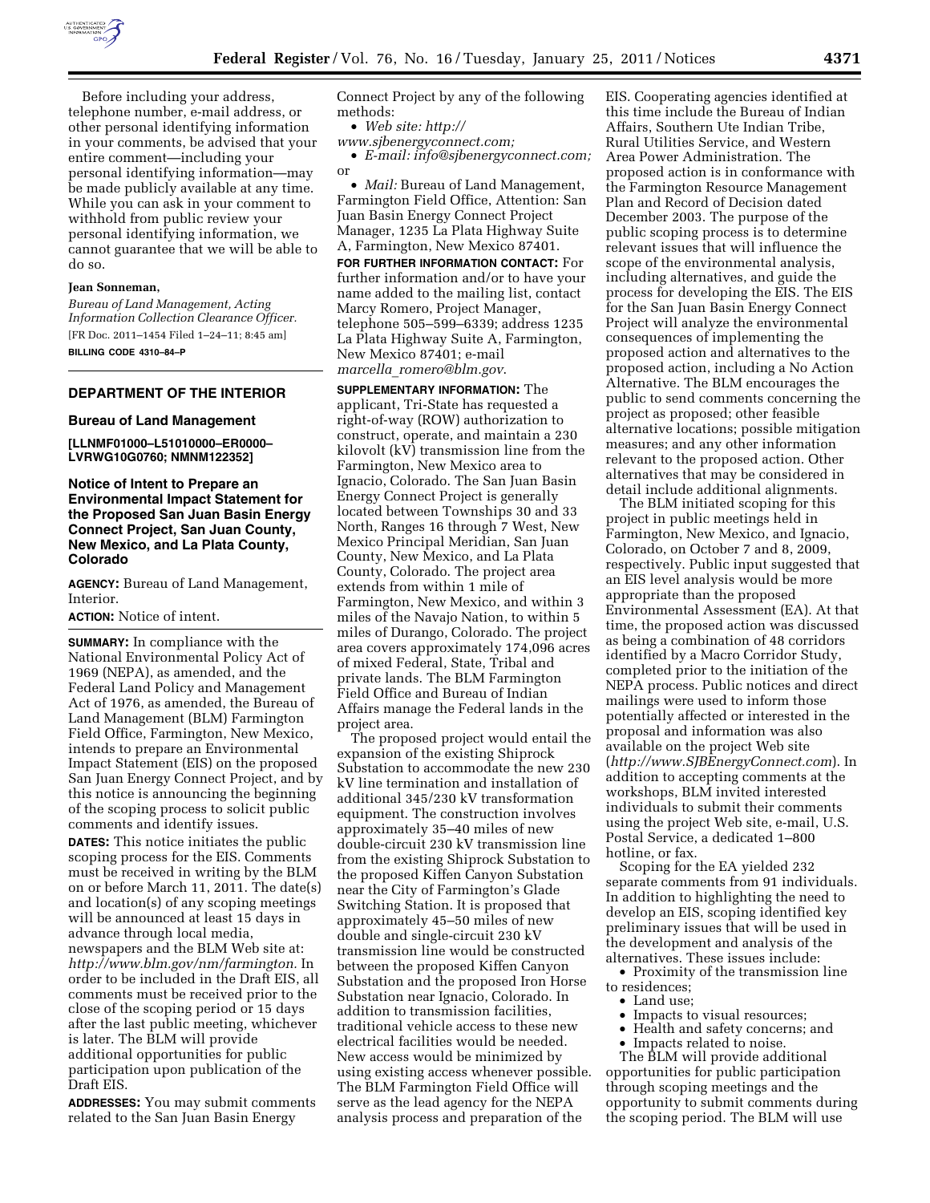Before including your address, telephone number, e-mail address, or other personal identifying information in your comments, be advised that your entire comment—including your personal identifying information—may be made publicly available at any time. While you can ask in your comment to withhold from public review your personal identifying information, we cannot guarantee that we will be able to do so.

**Jean Sonneman,**

*Bureau of Land Management, Acting Information Collection Clearance Officer.*

[FR Doc. 2011–1454 Filed 1–24–11; 8:45 am]

**BILLING CODE 4310–84–P**

---

## DEPARTMENT OF THE INTERIOR

### Bureau of Land Management

**[LLNMF01000–L51010000–ER0000–LVRWG10G0760; NMNM122352]**

### Notice of Intent to Prepare an Environmental Impact Statement for the Proposed San Juan Basin Energy Connect Project, San Juan County, New Mexico, and La Plata County, Colorado

**AGENCY:** Bureau of Land Management, Interior.

**ACTION:** Notice of intent.

**SUMMARY:** In compliance with the National Environmental Policy Act of 1969 (NEPA), as amended, and the Federal Land Policy and Management Act of 1976, as amended, the Bureau of Land Management (BLM) Farmington Field Office, Farmington, New Mexico, intends to prepare an Environmental Impact Statement (EIS) on the proposed San Juan Energy Connect Project, and by this notice is announcing the beginning of the scoping process to solicit public comments and identify issues.

**DATES:** This notice initiates the public scoping process for the EIS. Comments must be received in writing by the BLM on or before March 11, 2011. The date(s) and location(s) of any scoping meetings will be announced at least 15 days in advance through local media, newspapers and the BLM Web site at: *http://www.blm.gov/nm/farmington.* In order to be included in the Draft EIS, all comments must be received prior to the close of the scoping period or 15 days after the last public meeting, whichever is later. The BLM will provide additional opportunities for public participation upon publication of the Draft EIS.

**ADDRESSES:** You may submit comments related to the San Juan Basin Energy Connect Project by any of the following methods:

- *Web site: http://www.sjbenergyconnect.com;*
- *E-mail: info@sjbenergyconnect.com;* or
- *Mail:* Bureau of Land Management, Farmington Field Office, Attention: San Juan Basin Energy Connect Project Manager, 1235 La Plata Highway Suite A, Farmington, New Mexico 87401.

**FOR FURTHER INFORMATION CONTACT:** For further information and/or to have your name added to the mailing list, contact Marcy Romero, Project Manager, telephone 505–599–6339; address 1235 La Plata Highway Suite A, Farmington, New Mexico 87401; e-mail *marcella_romero@blm.gov.*

**SUPPLEMENTARY INFORMATION:** The applicant, Tri-State has requested a right-of-way (ROW) authorization to construct, operate, and maintain a 230 kilovolt (kV) transmission line from the Farmington, New Mexico area to Ignacio, Colorado. The San Juan Basin Energy Connect Project is generally located between Townships 30 and 33 North, Ranges 16 through 7 West, New Mexico Principal Meridian, San Juan County, New Mexico, and La Plata County, Colorado. The project area extends from within 1 mile of Farmington, New Mexico, and within 3 miles of the Navajo Nation, to within 5 miles of Durango, Colorado. The project area covers approximately 174,096 acres of mixed Federal, State, Tribal and private lands. The BLM Farmington Field Office and Bureau of Indian Affairs manage the Federal lands in the project area.

The proposed project would entail the expansion of the existing Shiprock Substation to accommodate the new 230 kV line termination and installation of additional 345/230 kV transformation equipment. The construction involves approximately 35–40 miles of new double-circuit 230 kV transmission line from the existing Shiprock Substation to the proposed Kiffen Canyon Substation near the City of Farmington's Glade Switching Station. It is proposed that approximately 45–50 miles of new double and single-circuit 230 kV transmission line would be constructed between the proposed Kiffen Canyon Substation and the proposed Iron Horse Substation near Ignacio, Colorado. In addition to transmission facilities, traditional vehicle access to these new electrical facilities would be needed. New access would be minimized by using existing access whenever possible. The BLM Farmington Field Office will serve as the lead agency for the NEPA analysis process and preparation of the EIS. Cooperating agencies identified at this time include the Bureau of Indian Affairs, Southern Ute Indian Tribe, Rural Utilities Service, and Western Area Power Administration. The proposed action is in conformance with the Farmington Resource Management Plan and Record of Decision dated December 2003. The purpose of the public scoping process is to determine relevant issues that will influence the scope of the environmental analysis, including alternatives, and guide the process for developing the EIS. The EIS for the San Juan Basin Energy Connect Project will analyze the environmental consequences of implementing the proposed action and alternatives to the proposed action, including a No Action Alternative. The BLM encourages the public to send comments concerning the project as proposed; other feasible alternative locations; possible mitigation measures; and any other information relevant to the proposed action. Other alternatives that may be considered in detail include additional alignments.

The BLM initiated scoping for this project in public meetings held in Farmington, New Mexico, and Ignacio, Colorado, on October 7 and 8, 2009, respectively. Public input suggested that an EIS level analysis would be more appropriate than the proposed Environmental Assessment (EA). At that time, the proposed action was discussed as being a combination of 48 corridors identified by a Macro Corridor Study, completed prior to the initiation of the NEPA process. Public notices and direct mailings were used to inform those potentially affected or interested in the proposal and information was also available on the project Web site (*http://www.SJBEnergyConnect.com*). In addition to accepting comments at the workshops, BLM invited interested individuals to submit their comments using the project Web site, e-mail, U.S. Postal Service, a dedicated 1–800 hotline, or fax.

Scoping for the EA yielded 232 separate comments from 91 individuals. In addition to highlighting the need to develop an EIS, scoping identified key preliminary issues that will be used in the development and analysis of the alternatives. These issues include:

- Proximity of the transmission line to residences;
- Land use;
- Impacts to visual resources;
- Health and safety concerns; and
- Impacts related to noise.

The BLM will provide additional opportunities for public participation through scoping meetings and the opportunity to submit comments during the scoping period. The BLM will use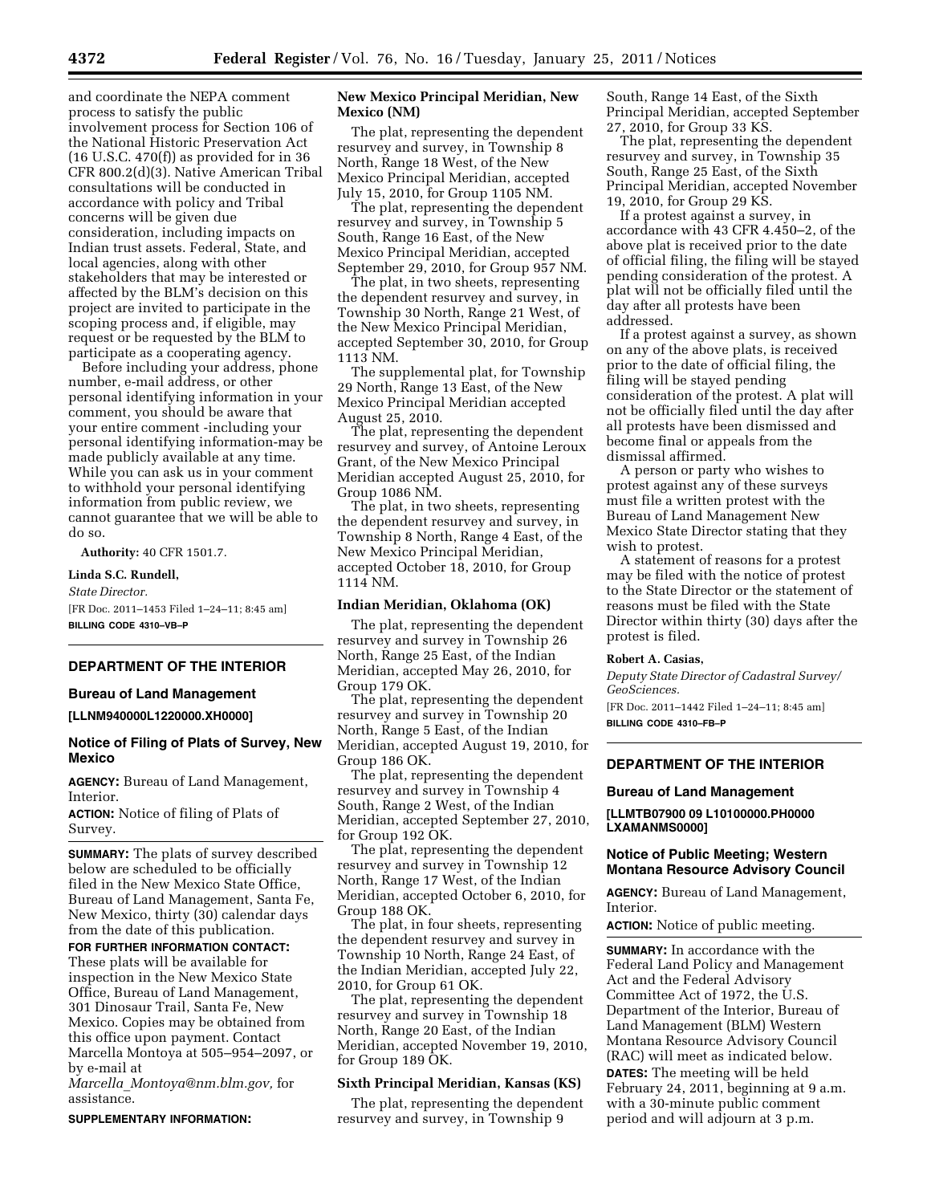and coordinate the NEPA comment process to satisfy the public involvement process for Section 106 of the National Historic Preservation Act (16 U.S.C. 470(f)) as provided for in 36 CFR 800.2(d)(3). Native American Tribal consultations will be conducted in accordance with policy and Tribal concerns will be given due consideration, including impacts on Indian trust assets. Federal, State, and local agencies, along with other stakeholders that may be interested or affected by the BLM's decision on this project are invited to participate in the scoping process and, if eligible, may request or be requested by the BLM to participate as a cooperating agency.

Before including your address, phone number, e-mail address, or other personal identifying information in your comment, you should be aware that your entire comment -including your personal identifying information-may be made publicly available at any time. While you can ask us in your comment to withhold your personal identifying information from public review, we cannot guarantee that we will be able to do so.

**Authority:** 40 CFR 1501.7.

**Linda S.C. Rundell,**

*State Director.*

[FR Doc. 2011–1453 Filed 1–24–11; 8:45 am]

**BILLING CODE 4310–VB–P**

## DEPARTMENT OF THE INTERIOR

### Bureau of Land Management

**[LLNM940000L1220000.XH0000]**

### Notice of Filing of Plats of Survey, New Mexico

**AGENCY:** Bureau of Land Management, Interior.

**ACTION:** Notice of filing of Plats of Survey.

**SUMMARY:** The plats of survey described below are scheduled to be officially filed in the New Mexico State Office, Bureau of Land Management, Santa Fe, New Mexico, thirty (30) calendar days from the date of this publication.

**FOR FURTHER INFORMATION CONTACT:** These plats will be available for inspection in the New Mexico State Office, Bureau of Land Management, 301 Dinosaur Trail, Santa Fe, New Mexico. Copies may be obtained from this office upon payment. Contact Marcella Montoya at 505–954–2097, or by e-mail at *Marcella_Montoya@nm.blm.gov,* for assistance.

**SUPPLEMENTARY INFORMATION:**

**New Mexico Principal Meridian, New Mexico (NM)**

The plat, representing the dependent resurvey and survey, in Township 8 North, Range 18 West, of the New Mexico Principal Meridian, accepted July 15, 2010, for Group 1105 NM.

The plat, representing the dependent resurvey and survey, in Township 5 South, Range 16 East, of the New Mexico Principal Meridian, accepted September 29, 2010, for Group 957 NM.

The plat, in two sheets, representing the dependent resurvey and survey, in Township 30 North, Range 21 West, of the New Mexico Principal Meridian, accepted September 30, 2010, for Group 1113 NM.

The supplemental plat, for Township 29 North, Range 13 East, of the New Mexico Principal Meridian accepted August 25, 2010.

The plat, representing the dependent resurvey and survey, of Antoine Leroux Grant, of the New Mexico Principal Meridian accepted August 25, 2010, for Group 1086 NM.

The plat, in two sheets, representing the dependent resurvey and survey, in Township 8 North, Range 4 East, of the New Mexico Principal Meridian, accepted October 18, 2010, for Group 1114 NM.

**Indian Meridian, Oklahoma (OK)**

The plat, representing the dependent resurvey and survey in Township 26 North, Range 25 East, of the Indian Meridian, accepted May 26, 2010, for Group 179 OK.

The plat, representing the dependent resurvey and survey in Township 20 North, Range 5 East, of the Indian Meridian, accepted August 19, 2010, for Group 186 OK.

The plat, representing the dependent resurvey and survey in Township 4 South, Range 2 West, of the Indian Meridian, accepted September 27, 2010, for Group 192 OK.

The plat, representing the dependent resurvey and survey in Township 12 North, Range 17 West, of the Indian Meridian, accepted October 6, 2010, for Group 188 OK.

The plat, in four sheets, representing the dependent resurvey and survey in Township 10 North, Range 24 East, of the Indian Meridian, accepted July 22, 2010, for Group 61 OK.

The plat, representing the dependent resurvey and survey in Township 18 North, Range 20 East, of the Indian Meridian, accepted November 19, 2010, for Group 189 OK.

**Sixth Principal Meridian, Kansas (KS)**

The plat, representing the dependent resurvey and survey, in Township 9 South, Range 14 East, of the Sixth Principal Meridian, accepted September 27, 2010, for Group 33 KS.

The plat, representing the dependent resurvey and survey, in Township 35 South, Range 25 East, of the Sixth Principal Meridian, accepted November 19, 2010, for Group 29 KS.

If a protest against a survey, in accordance with 43 CFR 4.450–2, of the above plat is received prior to the date of official filing, the filing will be stayed pending consideration of the protest. A plat will not be officially filed until the day after all protests have been addressed.

If a protest against a survey, as shown on any of the above plats, is received prior to the date of official filing, the filing will be stayed pending consideration of the protest. A plat will not be officially filed until the day after all protests have been dismissed and become final or appeals from the dismissal affirmed.

A person or party who wishes to protest against any of these surveys must file a written protest with the Bureau of Land Management New Mexico State Director stating that they wish to protest.

A statement of reasons for a protest may be filed with the notice of protest to the State Director or the statement of reasons must be filed with the State Director within thirty (30) days after the protest is filed.

**Robert A. Casias,**

*Deputy State Director of Cadastral Survey/GeoSciences.*

[FR Doc. 2011–1442 Filed 1–24–11; 8:45 am]

**BILLING CODE 4310–FB–P**

## DEPARTMENT OF THE INTERIOR

### Bureau of Land Management

**[LLMTB07900 09 L10100000.PH0000 LXAMANMS0000]**

### Notice of Public Meeting; Western Montana Resource Advisory Council

**AGENCY:** Bureau of Land Management, Interior.

**ACTION:** Notice of public meeting.

**SUMMARY:** In accordance with the Federal Land Policy and Management Act and the Federal Advisory Committee Act of 1972, the U.S. Department of the Interior, Bureau of Land Management (BLM) Western Montana Resource Advisory Council (RAC) will meet as indicated below.

**DATES:** The meeting will be held February 24, 2011, beginning at 9 a.m. with a 30-minute public comment period and will adjourn at 3 p.m.